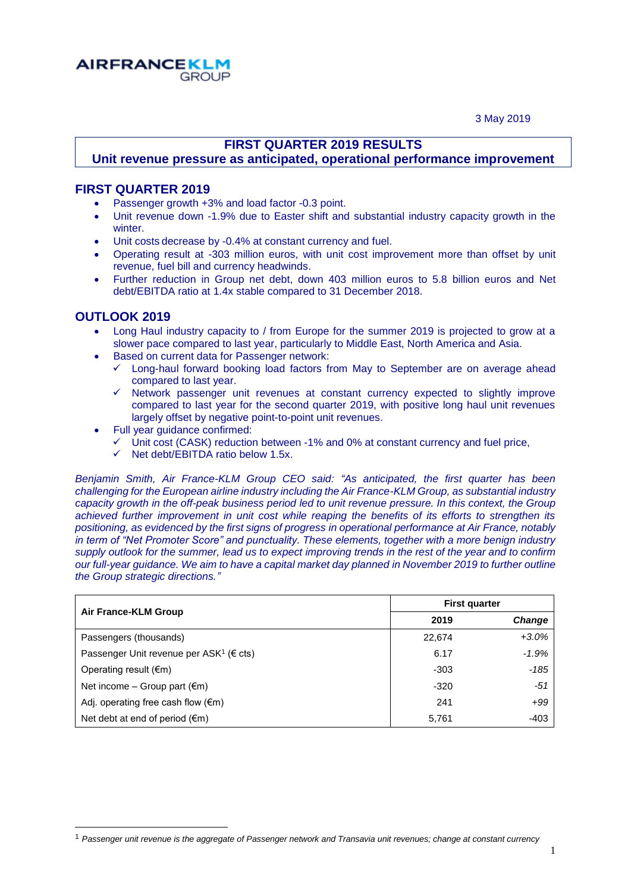AIRFRANCE KLM GROUP

3 May 2019

# FIRST QUARTER 2019 RESULTS
## Unit revenue pressure as anticipated, operational performance improvement

## FIRST QUARTER 2019

- Passenger growth +3% and load factor -0.3 point.
- Unit revenue down -1.9% due to Easter shift and substantial industry capacity growth in the winter.
- Unit costs decrease by -0.4% at constant currency and fuel.
- Operating result at -303 million euros, with unit cost improvement more than offset by unit revenue, fuel bill and currency headwinds.
- Further reduction in Group net debt, down 403 million euros to 5.8 billion euros and Net debt/EBITDA ratio at 1.4x stable compared to 31 December 2018.

## OUTLOOK 2019

- Long Haul industry capacity to / from Europe for the summer 2019 is projected to grow at a slower pace compared to last year, particularly to Middle East, North America and Asia.
- Based on current data for Passenger network:
  - ✓ Long-haul forward booking load factors from May to September are on average ahead compared to last year.
  - ✓ Network passenger unit revenues at constant currency expected to slightly improve compared to last year for the second quarter 2019, with positive long haul unit revenues largely offset by negative point-to-point unit revenues.
- Full year guidance confirmed:
  - ✓ Unit cost (CASK) reduction between -1% and 0% at constant currency and fuel price,
  - ✓ Net debt/EBITDA ratio below 1.5x.

*Benjamin Smith, Air France-KLM Group CEO said: "As anticipated, the first quarter has been challenging for the European airline industry including the Air France-KLM Group, as substantial industry capacity growth in the off-peak business period led to unit revenue pressure. In this context, the Group achieved further improvement in unit cost while reaping the benefits of its efforts to strengthen its positioning, as evidenced by the first signs of progress in operational performance at Air France, notably in term of "Net Promoter Score" and punctuality. These elements, together with a more benign industry supply outlook for the summer, lead us to expect improving trends in the rest of the year and to confirm our full-year guidance. We aim to have a capital market day planned in November 2019 to further outline the Group strategic directions."*

| Air France-KLM Group | First quarter | |
|---|---|---|
| | 2019 | *Change* |
| Passengers (thousands) | 22,674 | *+3.0%* |
| Passenger Unit revenue per ASK[1] (€ cts) | 6.17 | *-1.9%* |
| Operating result (€m) | -303 | *-185* |
| Net income – Group part (€m) | -320 | *-51* |
| Adj. operating free cash flow (€m) | 241 | *+99* |
| Net debt at end of period (€m) | 5,761 | -403 |

[1] *Passenger unit revenue is the aggregate of Passenger network and Transavia unit revenues; change at constant currency*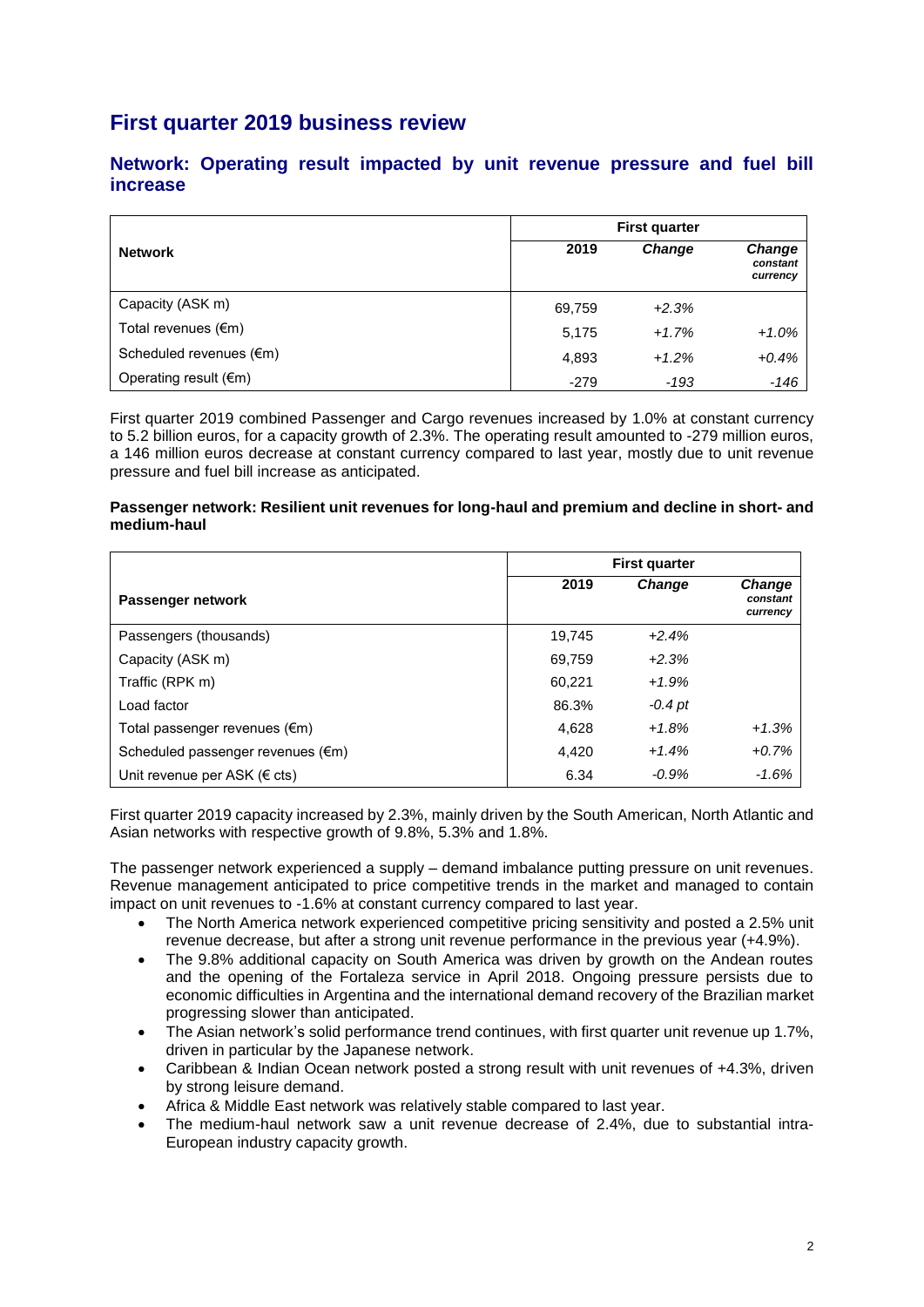# First quarter 2019 business review

## Network: Operating result impacted by unit revenue pressure and fuel bill increase

| Network | First quarter | | |
|---|---|---|---|
| | **2019** | ***Change*** | ***Change constant currency*** |
| Capacity (ASK m) | 69,759 | *+2.3%* | |
| Total revenues (€m) | 5,175 | *+1.7%* | *+1.0%* |
| Scheduled revenues (€m) | 4,893 | *+1.2%* | *+0.4%* |
| Operating result (€m) | -279 | *-193* | *-146* |

First quarter 2019 combined Passenger and Cargo revenues increased by 1.0% at constant currency to 5.2 billion euros, for a capacity growth of 2.3%. The operating result amounted to -279 million euros, a 146 million euros decrease at constant currency compared to last year, mostly due to unit revenue pressure and fuel bill increase as anticipated.

**Passenger network: Resilient unit revenues for long-haul and premium and decline in short- and medium-haul**

| Passenger network | First quarter | | |
|---|---|---|---|
| | **2019** | ***Change*** | ***Change constant currency*** |
| Passengers (thousands) | 19,745 | *+2.4%* | |
| Capacity (ASK m) | 69,759 | *+2.3%* | |
| Traffic (RPK m) | 60,221 | *+1.9%* | |
| Load factor | 86.3% | *-0.4 pt* | |
| Total passenger revenues (€m) | 4,628 | *+1.8%* | *+1.3%* |
| Scheduled passenger revenues (€m) | 4,420 | *+1.4%* | *+0.7%* |
| Unit revenue per ASK (€ cts) | 6.34 | *-0.9%* | *-1.6%* |

First quarter 2019 capacity increased by 2.3%, mainly driven by the South American, North Atlantic and Asian networks with respective growth of 9.8%, 5.3% and 1.8%.

The passenger network experienced a supply – demand imbalance putting pressure on unit revenues. Revenue management anticipated to price competitive trends in the market and managed to contain impact on unit revenues to -1.6% at constant currency compared to last year.

- The North America network experienced competitive pricing sensitivity and posted a 2.5% unit revenue decrease, but after a strong unit revenue performance in the previous year (+4.9%).
- The 9.8% additional capacity on South America was driven by growth on the Andean routes and the opening of the Fortaleza service in April 2018. Ongoing pressure persists due to economic difficulties in Argentina and the international demand recovery of the Brazilian market progressing slower than anticipated.
- The Asian network's solid performance trend continues, with first quarter unit revenue up 1.7%, driven in particular by the Japanese network.
- Caribbean & Indian Ocean network posted a strong result with unit revenues of +4.3%, driven by strong leisure demand.
- Africa & Middle East network was relatively stable compared to last year.
- The medium-haul network saw a unit revenue decrease of 2.4%, due to substantial intra-European industry capacity growth.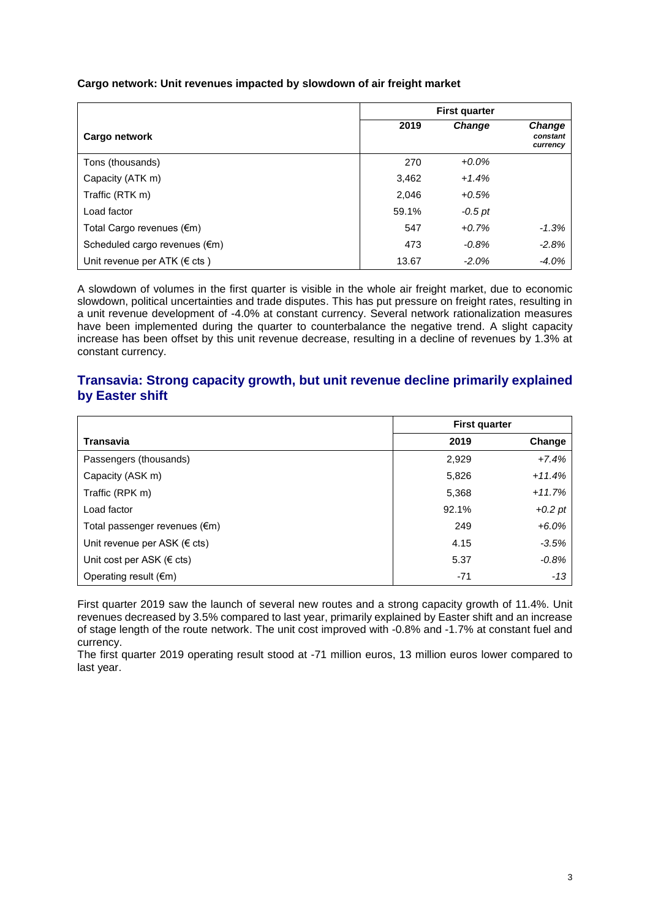**Cargo network: Unit revenues impacted by slowdown of air freight market**

| Cargo network | First quarter | | |
|---|---|---|---|
| | 2019 | *Change* | *Change constant currency* |
| Tons (thousands) | 270 | *+0.0%* | |
| Capacity (ATK m) | 3,462 | *+1.4%* | |
| Traffic (RTK m) | 2,046 | *+0.5%* | |
| Load factor | 59.1% | *-0.5 pt* | |
| Total Cargo revenues (€m) | 547 | *+0.7%* | *-1.3%* |
| Scheduled cargo revenues (€m) | 473 | *-0.8%* | *-2.8%* |
| Unit revenue per ATK (€ cts ) | 13.67 | *-2.0%* | *-4.0%* |

A slowdown of volumes in the first quarter is visible in the whole air freight market, due to economic slowdown, political uncertainties and trade disputes. This has put pressure on freight rates, resulting in a unit revenue development of -4.0% at constant currency. Several network rationalization measures have been implemented during the quarter to counterbalance the negative trend. A slight capacity increase has been offset by this unit revenue decrease, resulting in a decline of revenues by 1.3% at constant currency.

## Transavia: Strong capacity growth, but unit revenue decline primarily explained by Easter shift

| Transavia | First quarter | |
|---|---|---|
| | 2019 | Change |
| Passengers (thousands) | 2,929 | *+7.4%* |
| Capacity (ASK m) | 5,826 | *+11.4%* |
| Traffic (RPK m) | 5,368 | *+11.7%* |
| Load factor | 92.1% | *+0.2 pt* |
| Total passenger revenues (€m) | 249 | *+6.0%* |
| Unit revenue per ASK (€ cts) | 4.15 | *-3.5%* |
| Unit cost per ASK (€ cts) | 5.37 | *-0.8%* |
| Operating result (€m) | -71 | *-13* |

First quarter 2019 saw the launch of several new routes and a strong capacity growth of 11.4%. Unit revenues decreased by 3.5% compared to last year, primarily explained by Easter shift and an increase of stage length of the route network. The unit cost improved with -0.8% and -1.7% at constant fuel and currency.

The first quarter 2019 operating result stood at -71 million euros, 13 million euros lower compared to last year.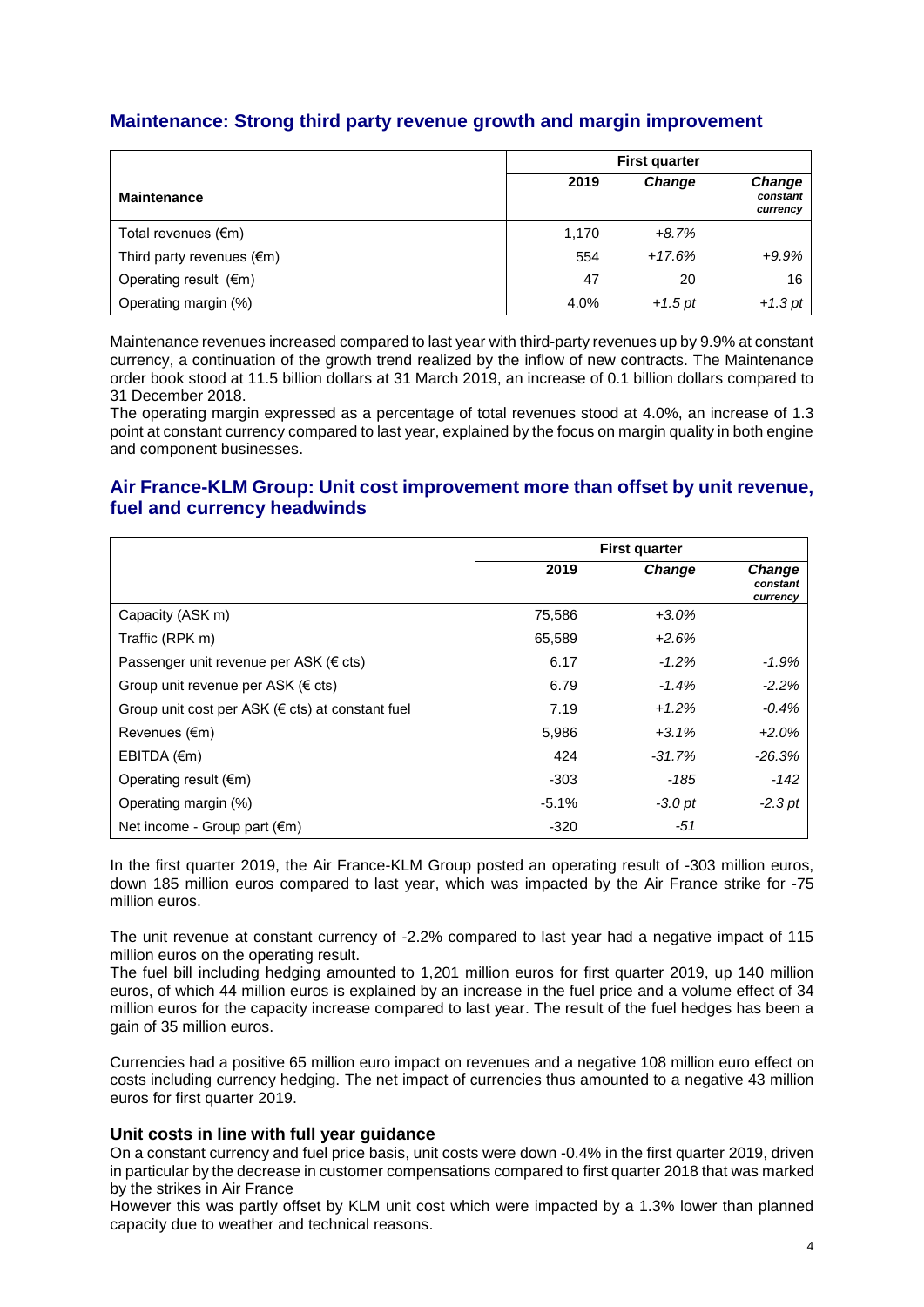## Maintenance: Strong third party revenue growth and margin improvement

| Maintenance | First quarter | | |
|---|---|---|---|
| | 2019 | *Change* | *Change constant currency* |
| Total revenues (€m) | 1,170 | *+8.7%* | |
| Third party revenues (€m) | 554 | *+17.6%* | *+9.9%* |
| Operating result (€m) | 47 | 20 | 16 |
| Operating margin (%) | 4.0% | *+1.5 pt* | *+1.3 pt* |

Maintenance revenues increased compared to last year with third-party revenues up by 9.9% at constant currency, a continuation of the growth trend realized by the inflow of new contracts. The Maintenance order book stood at 11.5 billion dollars at 31 March 2019, an increase of 0.1 billion dollars compared to 31 December 2018.
The operating margin expressed as a percentage of total revenues stood at 4.0%, an increase of 1.3 point at constant currency compared to last year, explained by the focus on margin quality in both engine and component businesses.

## Air France-KLM Group: Unit cost improvement more than offset by unit revenue, fuel and currency headwinds

| | First quarter | | |
|---|---|---|---|
| | 2019 | *Change* | *Change constant currency* |
| Capacity (ASK m) | 75,586 | *+3.0%* | |
| Traffic (RPK m) | 65,589 | *+2.6%* | |
| Passenger unit revenue per ASK (€ cts) | 6.17 | *-1.2%* | *-1.9%* |
| Group unit revenue per ASK (€ cts) | 6.79 | *-1.4%* | *-2.2%* |
| Group unit cost per ASK (€ cts) at constant fuel | 7.19 | *+1.2%* | *-0.4%* |
| Revenues (€m) | 5,986 | *+3.1%* | *+2.0%* |
| EBITDA (€m) | 424 | *-31.7%* | *-26.3%* |
| Operating result (€m) | -303 | *-185* | *-142* |
| Operating margin (%) | -5.1% | *-3.0 pt* | *-2.3 pt* |
| Net income - Group part (€m) | -320 | *-51* | |

In the first quarter 2019, the Air France-KLM Group posted an operating result of -303 million euros, down 185 million euros compared to last year, which was impacted by the Air France strike for -75 million euros.

The unit revenue at constant currency of -2.2% compared to last year had a negative impact of 115 million euros on the operating result.
The fuel bill including hedging amounted to 1,201 million euros for first quarter 2019, up 140 million euros, of which 44 million euros is explained by an increase in the fuel price and a volume effect of 34 million euros for the capacity increase compared to last year. The result of the fuel hedges has been a gain of 35 million euros.

Currencies had a positive 65 million euro impact on revenues and a negative 108 million euro effect on costs including currency hedging. The net impact of currencies thus amounted to a negative 43 million euros for first quarter 2019.

### Unit costs in line with full year guidance

On a constant currency and fuel price basis, unit costs were down -0.4% in the first quarter 2019, driven in particular by the decrease in customer compensations compared to first quarter 2018 that was marked by the strikes in Air France
However this was partly offset by KLM unit cost which were impacted by a 1.3% lower than planned capacity due to weather and technical reasons.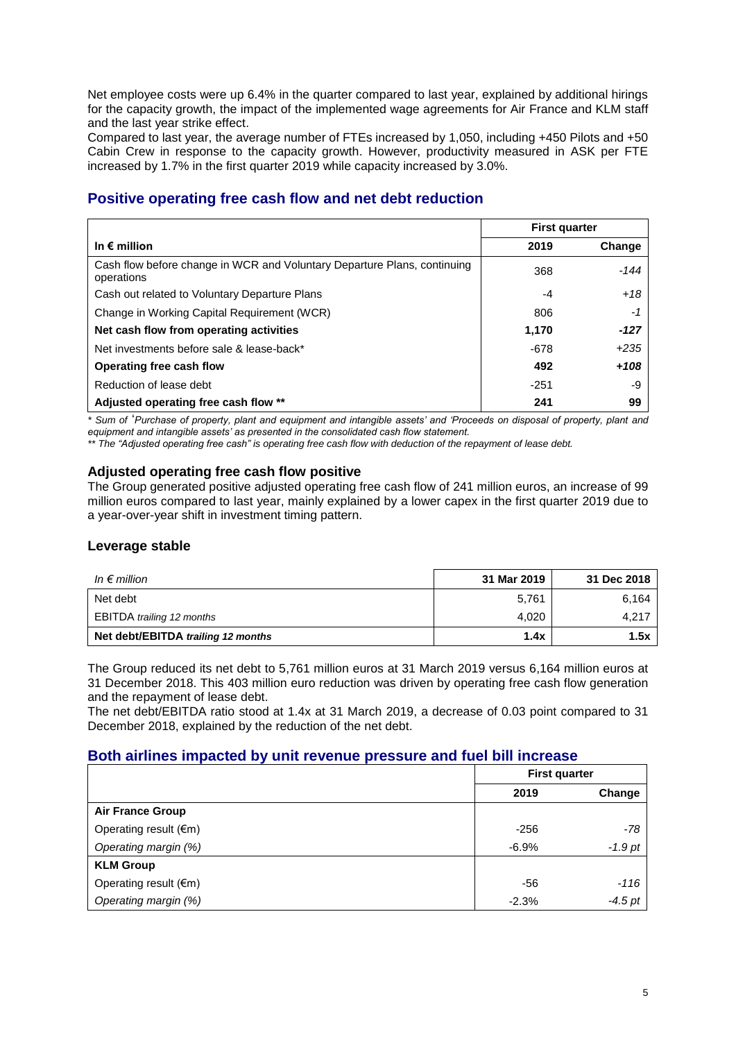Net employee costs were up 6.4% in the quarter compared to last year, explained by additional hirings for the capacity growth, the impact of the implemented wage agreements for Air France and KLM staff and the last year strike effect.
Compared to last year, the average number of FTEs increased by 1,050, including +450 Pilots and +50 Cabin Crew in response to the capacity growth. However, productivity measured in ASK per FTE increased by 1.7% in the first quarter 2019 while capacity increased by 3.0%.

## Positive operating free cash flow and net debt reduction

| | First quarter | |
|---|---|---|
| **In € million** | **2019** | **Change** |
| Cash flow before change in WCR and Voluntary Departure Plans, continuing operations | 368 | *-144* |
| Cash out related to Voluntary Departure Plans | -4 | *+18* |
| Change in Working Capital Requirement (WCR) | 806 | *-1* |
| **Net cash flow from operating activities** | **1,170** | ***-127*** |
| Net investments before sale & lease-back* | -678 | *+235* |
| **Operating free cash flow** | **492** | ***+108*** |
| Reduction of lease debt | -251 | -9 |
| **Adjusted operating free cash flow \*\*** | **241** | **99** |

*\* Sum of 'Purchase of property, plant and equipment and intangible assets' and 'Proceeds on disposal of property, plant and equipment and intangible assets' as presented in the consolidated cash flow statement.*

*\*\* The "Adjusted operating free cash" is operating free cash flow with deduction of the repayment of lease debt.*

### Adjusted operating free cash flow positive

The Group generated positive adjusted operating free cash flow of 241 million euros, an increase of 99 million euros compared to last year, mainly explained by a lower capex in the first quarter 2019 due to a year-over-year shift in investment timing pattern.

### Leverage stable

| *In € million* | **31 Mar 2019** | **31 Dec 2018** |
|---|---|---|
| Net debt | 5,761 | 6,164 |
| EBITDA *trailing 12 months* | 4,020 | 4,217 |
| **Net debt/EBITDA *trailing 12 months*** | **1.4x** | **1.5x** |

The Group reduced its net debt to 5,761 million euros at 31 March 2019 versus 6,164 million euros at 31 December 2018. This 403 million euro reduction was driven by operating free cash flow generation and the repayment of lease debt.
The net debt/EBITDA ratio stood at 1.4x at 31 March 2019, a decrease of 0.03 point compared to 31 December 2018, explained by the reduction of the net debt.

## Both airlines impacted by unit revenue pressure and fuel bill increase

| | First quarter | |
|---|---|---|
| | **2019** | **Change** |
| **Air France Group** | | |
| Operating result (€m) | -256 | *-78* |
| *Operating margin (%)* | -6.9% | *-1.9 pt* |
| **KLM Group** | | |
| Operating result (€m) | -56 | *-116* |
| *Operating margin (%)* | -2.3% | *-4.5 pt* |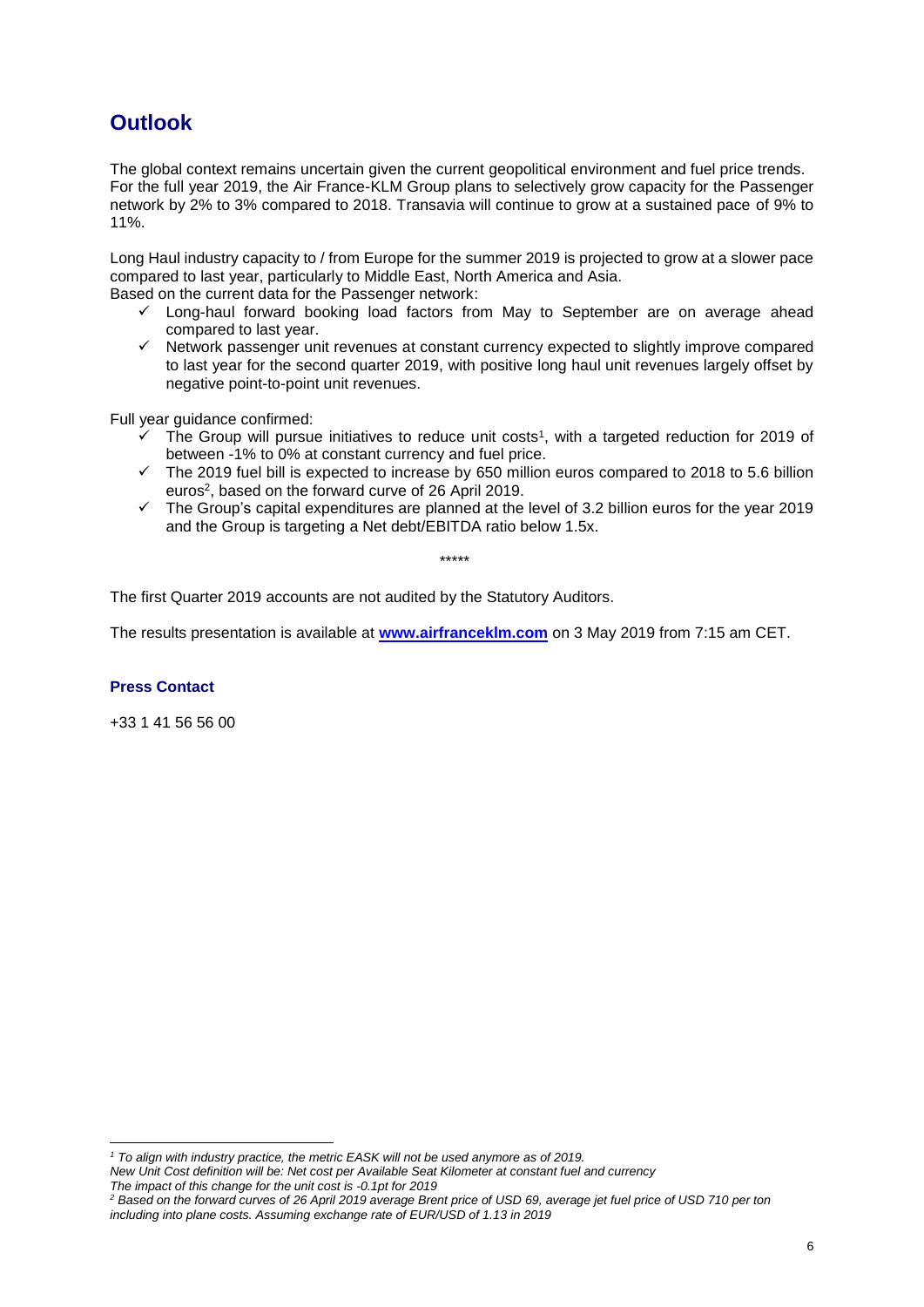## Outlook

The global context remains uncertain given the current geopolitical environment and fuel price trends. For the full year 2019, the Air France-KLM Group plans to selectively grow capacity for the Passenger network by 2% to 3% compared to 2018. Transavia will continue to grow at a sustained pace of 9% to 11%.

Long Haul industry capacity to / from Europe for the summer 2019 is projected to grow at a slower pace compared to last year, particularly to Middle East, North America and Asia.
Based on the current data for the Passenger network:

- ✓ Long-haul forward booking load factors from May to September are on average ahead compared to last year.
- ✓ Network passenger unit revenues at constant currency expected to slightly improve compared to last year for the second quarter 2019, with positive long haul unit revenues largely offset by negative point-to-point unit revenues.

Full year guidance confirmed:

- ✓ The Group will pursue initiatives to reduce unit costs[1], with a targeted reduction for 2019 of between -1% to 0% at constant currency and fuel price.
- ✓ The 2019 fuel bill is expected to increase by 650 million euros compared to 2018 to 5.6 billion euros[2], based on the forward curve of 26 April 2019.
- ✓ The Group's capital expenditures are planned at the level of 3.2 billion euros for the year 2019 and the Group is targeting a Net debt/EBITDA ratio below 1.5x.

*****

The first Quarter 2019 accounts are not audited by the Statutory Auditors.

The results presentation is available at **[www.airfranceklm.com](http://www.airfranceklm.com)** on 3 May 2019 from 7:15 am CET.

**Press Contact**

+33 1 41 56 56 00

*[1] To align with industry practice, the metric EASK will not be used anymore as of 2019.*
*New Unit Cost definition will be: Net cost per Available Seat Kilometer at constant fuel and currency*
*The impact of this change for the unit cost is -0.1pt for 2019*

*[2] Based on the forward curves of 26 April 2019 average Brent price of USD 69, average jet fuel price of USD 710 per ton including into plane costs. Assuming exchange rate of EUR/USD of 1.13 in 2019*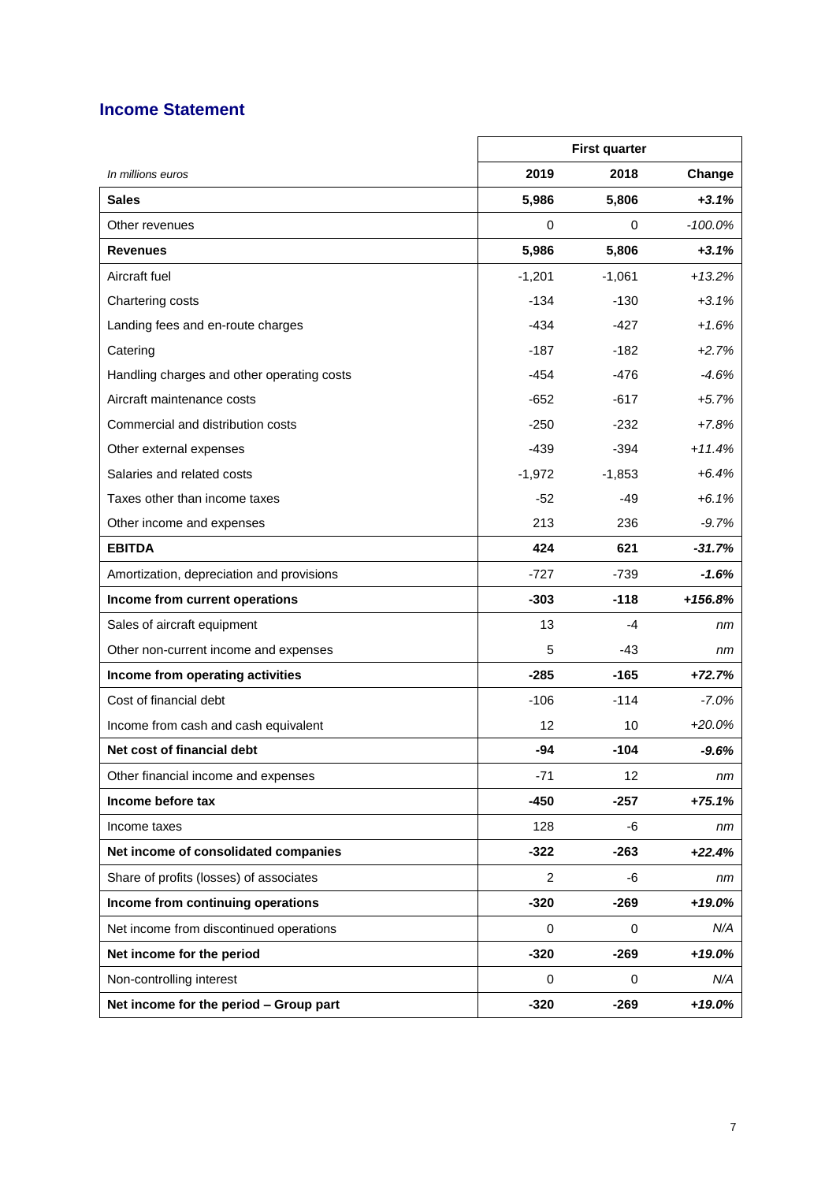## Income Statement

| | First quarter | | |
|---|---|---|---|
| *In millions euros* | **2019** | **2018** | **Change** |
| **Sales** | **5,986** | **5,806** | ***+3.1%*** |
| Other revenues | 0 | 0 | *-100.0%* |
| **Revenues** | **5,986** | **5,806** | ***+3.1%*** |
| Aircraft fuel | -1,201 | -1,061 | *+13.2%* |
| Chartering costs | -134 | -130 | *+3.1%* |
| Landing fees and en-route charges | -434 | -427 | *+1.6%* |
| Catering | -187 | -182 | *+2.7%* |
| Handling charges and other operating costs | -454 | -476 | *-4.6%* |
| Aircraft maintenance costs | -652 | -617 | *+5.7%* |
| Commercial and distribution costs | -250 | -232 | *+7.8%* |
| Other external expenses | -439 | -394 | *+11.4%* |
| Salaries and related costs | -1,972 | -1,853 | *+6.4%* |
| Taxes other than income taxes | -52 | -49 | *+6.1%* |
| Other income and expenses | 213 | 236 | *-9.7%* |
| **EBITDA** | **424** | **621** | ***-31.7%*** |
| Amortization, depreciation and provisions | -727 | -739 | ***-1.6%*** |
| **Income from current operations** | **-303** | **-118** | ***+156.8%*** |
| Sales of aircraft equipment | 13 | -4 | *nm* |
| Other non-current income and expenses | 5 | -43 | *nm* |
| **Income from operating activities** | **-285** | **-165** | ***+72.7%*** |
| Cost of financial debt | -106 | -114 | *-7.0%* |
| Income from cash and cash equivalent | 12 | 10 | *+20.0%* |
| **Net cost of financial debt** | **-94** | **-104** | ***-9.6%*** |
| Other financial income and expenses | -71 | 12 | *nm* |
| **Income before tax** | **-450** | **-257** | ***+75.1%*** |
| Income taxes | 128 | -6 | *nm* |
| **Net income of consolidated companies** | **-322** | **-263** | ***+22.4%*** |
| Share of profits (losses) of associates | 2 | -6 | *nm* |
| **Income from continuing operations** | **-320** | **-269** | ***+19.0%*** |
| Net income from discontinued operations | 0 | 0 | *N/A* |
| **Net income for the period** | **-320** | **-269** | ***+19.0%*** |
| Non-controlling interest | 0 | 0 | *N/A* |
| **Net income for the period – Group part** | **-320** | **-269** | ***+19.0%*** |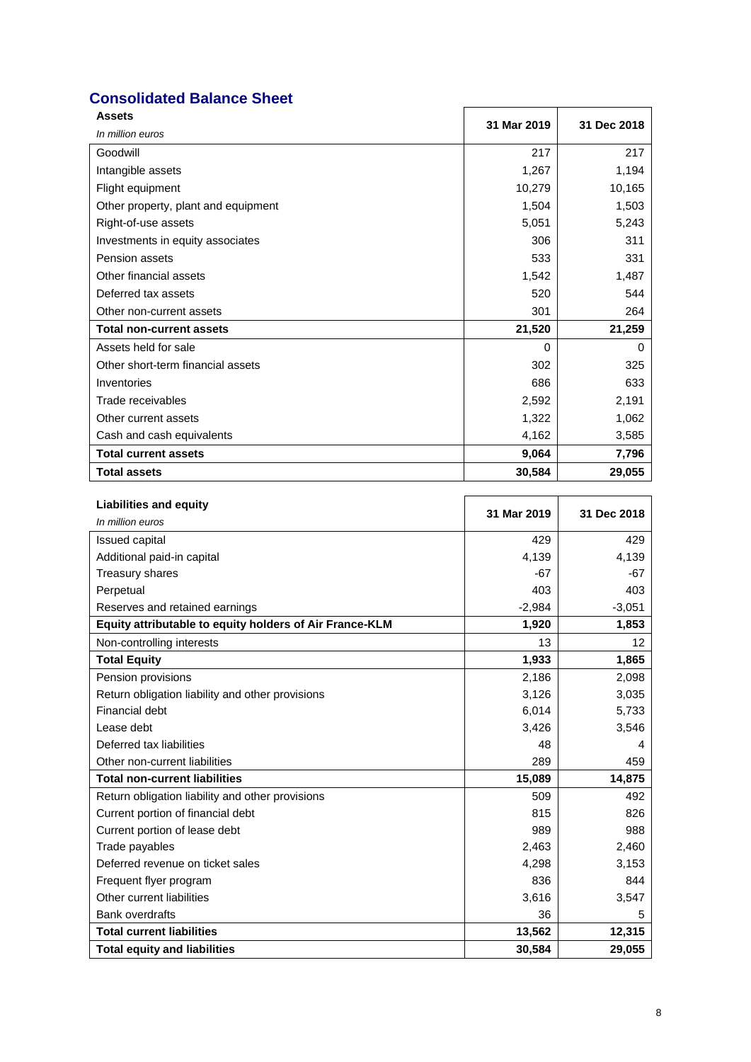## Consolidated Balance Sheet

| **Assets**<br>*In million euros* | **31 Mar 2019** | **31 Dec 2018** |
|---|---|---|
| Goodwill | 217 | 217 |
| Intangible assets | 1,267 | 1,194 |
| Flight equipment | 10,279 | 10,165 |
| Other property, plant and equipment | 1,504 | 1,503 |
| Right-of-use assets | 5,051 | 5,243 |
| Investments in equity associates | 306 | 311 |
| Pension assets | 533 | 331 |
| Other financial assets | 1,542 | 1,487 |
| Deferred tax assets | 520 | 544 |
| Other non-current assets | 301 | 264 |
| **Total non-current assets** | **21,520** | **21,259** |
| Assets held for sale | 0 | 0 |
| Other short-term financial assets | 302 | 325 |
| Inventories | 686 | 633 |
| Trade receivables | 2,592 | 2,191 |
| Other current assets | 1,322 | 1,062 |
| Cash and cash equivalents | 4,162 | 3,585 |
| **Total current assets** | **9,064** | **7,796** |
| **Total assets** | **30,584** | **29,055** |

| **Liabilities and equity**<br>*In million euros* | **31 Mar 2019** | **31 Dec 2018** |
|---|---|---|
| Issued capital | 429 | 429 |
| Additional paid-in capital | 4,139 | 4,139 |
| Treasury shares | -67 | -67 |
| Perpetual | 403 | 403 |
| Reserves and retained earnings | -2,984 | -3,051 |
| **Equity attributable to equity holders of Air France-KLM** | **1,920** | **1,853** |
| Non-controlling interests | 13 | 12 |
| **Total Equity** | **1,933** | **1,865** |
| Pension provisions | 2,186 | 2,098 |
| Return obligation liability and other provisions | 3,126 | 3,035 |
| Financial debt | 6,014 | 5,733 |
| Lease debt | 3,426 | 3,546 |
| Deferred tax liabilities | 48 | 4 |
| Other non-current liabilities | 289 | 459 |
| **Total non-current liabilities** | **15,089** | **14,875** |
| Return obligation liability and other provisions | 509 | 492 |
| Current portion of financial debt | 815 | 826 |
| Current portion of lease debt | 989 | 988 |
| Trade payables | 2,463 | 2,460 |
| Deferred revenue on ticket sales | 4,298 | 3,153 |
| Frequent flyer program | 836 | 844 |
| Other current liabilities | 3,616 | 3,547 |
| Bank overdrafts | 36 | 5 |
| **Total current liabilities** | **13,562** | **12,315** |
| **Total equity and liabilities** | **30,584** | **29,055** |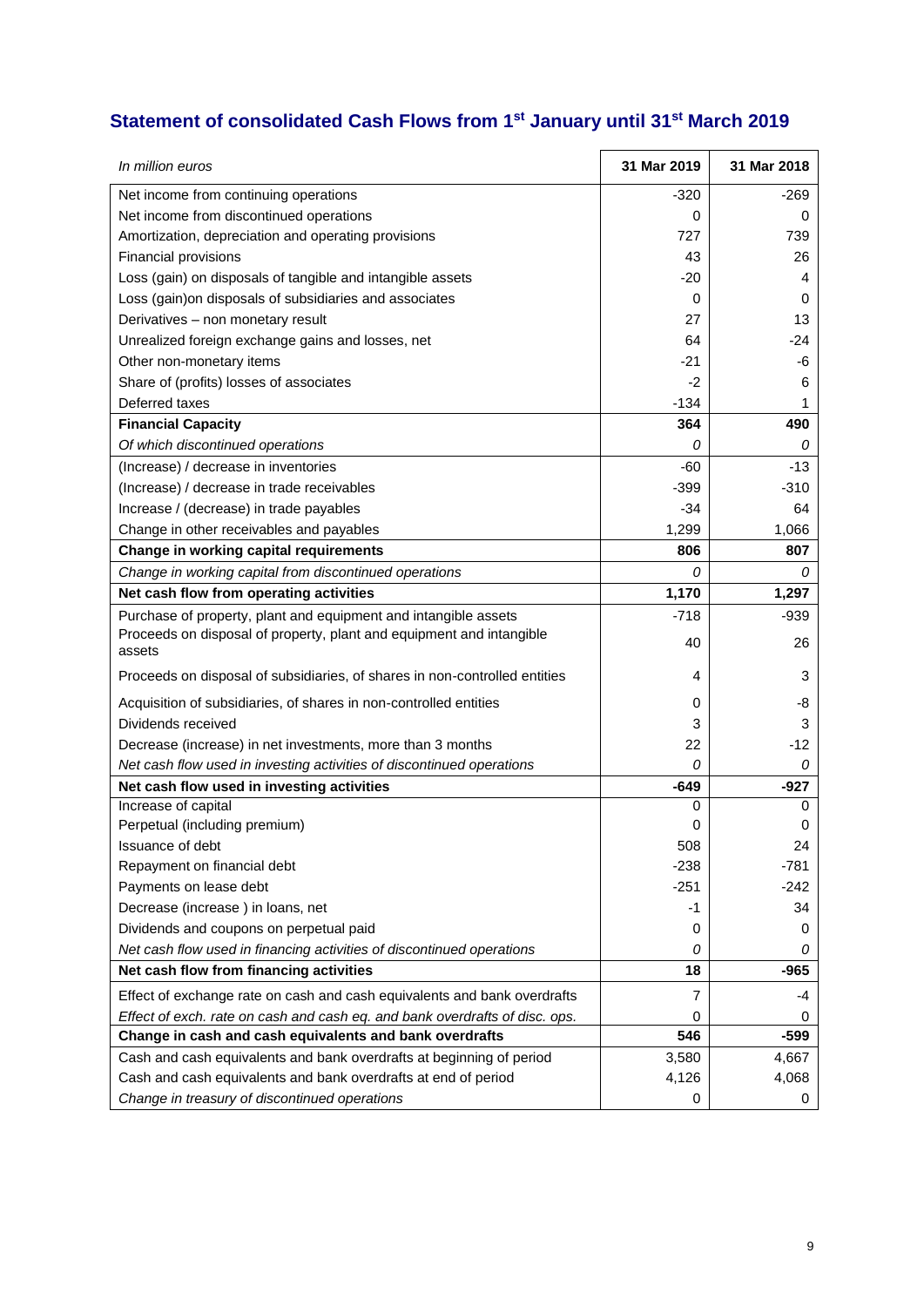## Statement of consolidated Cash Flows from 1st January until 31st March 2019

| *In million euros* | 31 Mar 2019 | 31 Mar 2018 |
|---|---|---|
| Net income from continuing operations | -320 | -269 |
| Net income from discontinued operations | 0 | 0 |
| Amortization, depreciation and operating provisions | 727 | 739 |
| Financial provisions | 43 | 26 |
| Loss (gain) on disposals of tangible and intangible assets | -20 | 4 |
| Loss (gain)on disposals of subsidiaries and associates | 0 | 0 |
| Derivatives – non monetary result | 27 | 13 |
| Unrealized foreign exchange gains and losses, net | 64 | -24 |
| Other non-monetary items | -21 | -6 |
| Share of (profits) losses of associates | -2 | 6 |
| Deferred taxes | -134 | 1 |
| **Financial Capacity** | **364** | **490** |
| *Of which discontinued operations* | *0* | *0* |
| (Increase) / decrease in inventories | -60 | -13 |
| (Increase) / decrease in trade receivables | -399 | -310 |
| Increase / (decrease) in trade payables | -34 | 64 |
| Change in other receivables and payables | 1,299 | 1,066 |
| **Change in working capital requirements** | **806** | **807** |
| *Change in working capital from discontinued operations* | *0* | *0* |
| **Net cash flow from operating activities** | **1,170** | **1,297** |
| Purchase of property, plant and equipment and intangible assets | -718 | -939 |
| Proceeds on disposal of property, plant and equipment and intangible assets | 40 | 26 |
| Proceeds on disposal of subsidiaries, of shares in non-controlled entities | 4 | 3 |
| Acquisition of subsidiaries, of shares in non-controlled entities | 0 | -8 |
| Dividends received | 3 | 3 |
| Decrease (increase) in net investments, more than 3 months | 22 | -12 |
| *Net cash flow used in investing activities of discontinued operations* | *0* | *0* |
| **Net cash flow used in investing activities** | **-649** | **-927** |
| Increase of capital | 0 | 0 |
| Perpetual (including premium) | 0 | 0 |
| Issuance of debt | 508 | 24 |
| Repayment on financial debt | -238 | -781 |
| Payments on lease debt | -251 | -242 |
| Decrease (increase ) in loans, net | -1 | 34 |
| Dividends and coupons on perpetual paid | 0 | 0 |
| *Net cash flow used in financing activities of discontinued operations* | *0* | *0* |
| **Net cash flow from financing activities** | **18** | **-965** |
| Effect of exchange rate on cash and cash equivalents and bank overdrafts | 7 | -4 |
| *Effect of exch. rate on cash and cash eq. and bank overdrafts of disc. ops.* | 0 | 0 |
| **Change in cash and cash equivalents and bank overdrafts** | **546** | **-599** |
| Cash and cash equivalents and bank overdrafts at beginning of period | 3,580 | 4,667 |
| Cash and cash equivalents and bank overdrafts at end of period | 4,126 | 4,068 |
| *Change in treasury of discontinued operations* | 0 | 0 |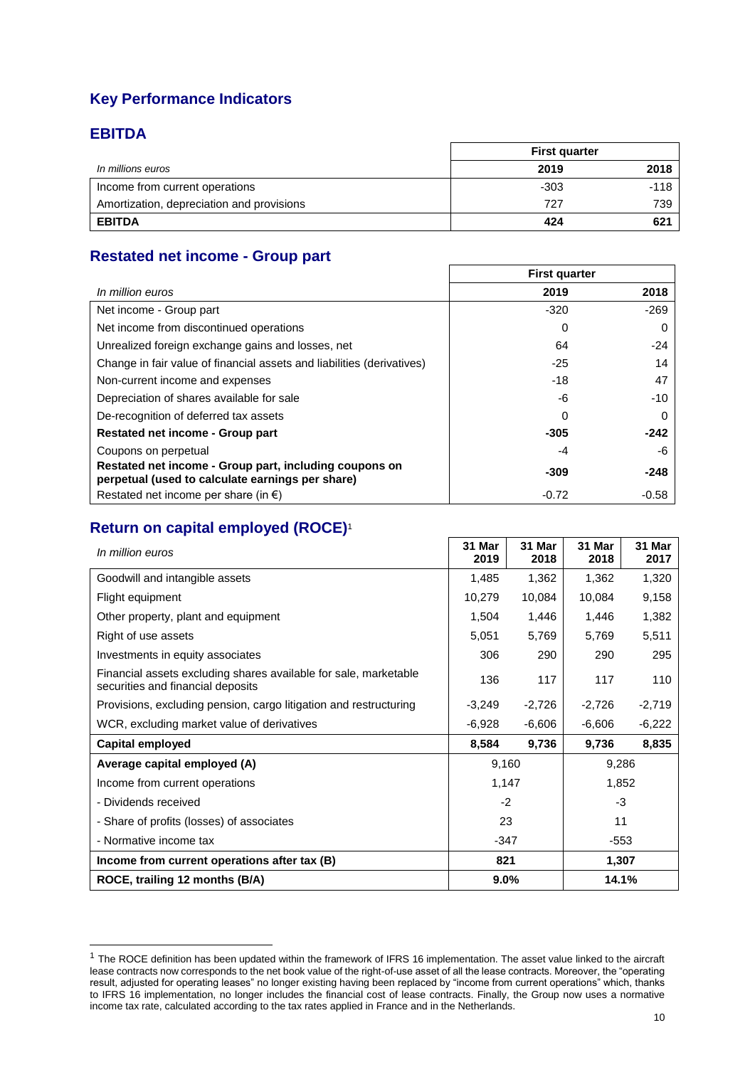## Key Performance Indicators

### EBITDA

| *In millions euros* | First quarter | |
|---|---|---|
| | **2019** | **2018** |
| Income from current operations | -303 | -118 |
| Amortization, depreciation and provisions | 727 | 739 |
| **EBITDA** | **424** | **621** |

### Restated net income - Group part

| *In million euros* | First quarter | |
|---|---|---|
| | **2019** | **2018** |
| Net income - Group part | -320 | -269 |
| Net income from discontinued operations | 0 | 0 |
| Unrealized foreign exchange gains and losses, net | 64 | -24 |
| Change in fair value of financial assets and liabilities (derivatives) | -25 | 14 |
| Non-current income and expenses | -18 | 47 |
| Depreciation of shares available for sale | -6 | -10 |
| De-recognition of deferred tax assets | 0 | 0 |
| **Restated net income - Group part** | **-305** | **-242** |
| Coupons on perpetual | -4 | -6 |
| **Restated net income - Group part, including coupons on perpetual (used to calculate earnings per share)** | **-309** | **-248** |
| Restated net income per share (in €) | -0.72 | -0.58 |

### Return on capital employed (ROCE)[1]

| *In million euros* | 31 Mar 2019 | 31 Mar 2018 | 31 Mar 2018 | 31 Mar 2017 |
|---|---|---|---|---|
| Goodwill and intangible assets | 1,485 | 1,362 | 1,362 | 1,320 |
| Flight equipment | 10,279 | 10,084 | 10,084 | 9,158 |
| Other property, plant and equipment | 1,504 | 1,446 | 1,446 | 1,382 |
| Right of use assets | 5,051 | 5,769 | 5,769 | 5,511 |
| Investments in equity associates | 306 | 290 | 290 | 295 |
| Financial assets excluding shares available for sale, marketable securities and financial deposits | 136 | 117 | 117 | 110 |
| Provisions, excluding pension, cargo litigation and restructuring | -3,249 | -2,726 | -2,726 | -2,719 |
| WCR, excluding market value of derivatives | -6,928 | -6,606 | -6,606 | -6,222 |
| **Capital employed** | **8,584** | **9,736** | **9,736** | **8,835** |
| **Average capital employed (A)** | 9,160 | | 9,286 | |
| Income from current operations | 1,147 | | 1,852 | |
| - Dividends received | -2 | | -3 | |
| - Share of profits (losses) of associates | 23 | | 11 | |
| - Normative income tax | -347 | | -553 | |
| **Income from current operations after tax (B)** | **821** | | **1,307** | |
| **ROCE, trailing 12 months (B/A)** | **9.0%** | | **14.1%** | |

[1] The ROCE definition has been updated within the framework of IFRS 16 implementation. The asset value linked to the aircraft lease contracts now corresponds to the net book value of the right-of-use asset of all the lease contracts. Moreover, the "operating result, adjusted for operating leases" no longer existing having been replaced by "income from current operations" which, thanks to IFRS 16 implementation, no longer includes the financial cost of lease contracts. Finally, the Group now uses a normative income tax rate, calculated according to the tax rates applied in France and in the Netherlands.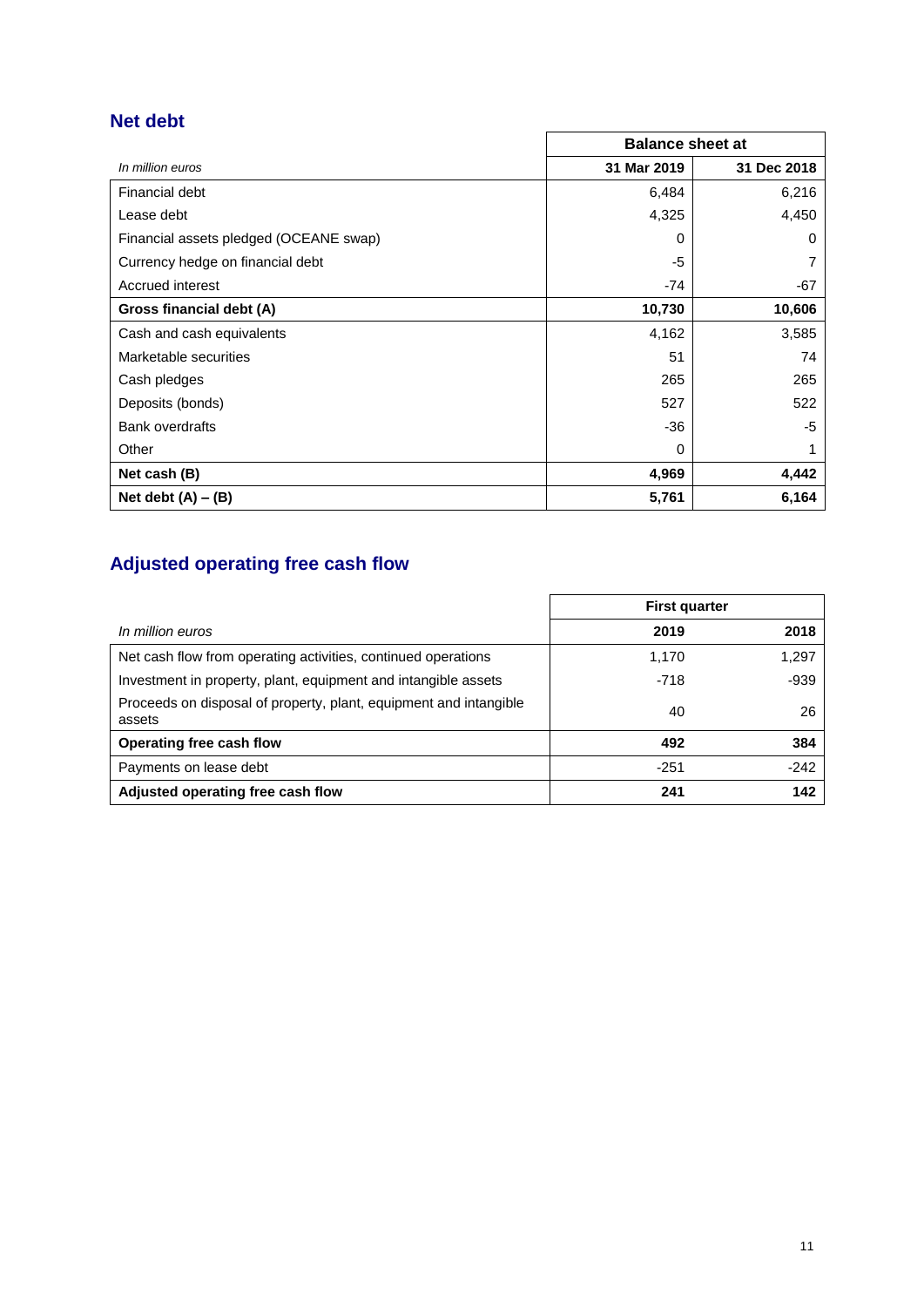## Net debt

| *In million euros* | Balance sheet at | |
|---|---|---|
| | **31 Mar 2019** | **31 Dec 2018** |
| Financial debt | 6,484 | 6,216 |
| Lease debt | 4,325 | 4,450 |
| Financial assets pledged (OCEANE swap) | 0 | 0 |
| Currency hedge on financial debt | -5 | 7 |
| Accrued interest | -74 | -67 |
| **Gross financial debt (A)** | **10,730** | **10,606** |
| Cash and cash equivalents | 4,162 | 3,585 |
| Marketable securities | 51 | 74 |
| Cash pledges | 265 | 265 |
| Deposits (bonds) | 527 | 522 |
| Bank overdrafts | -36 | -5 |
| Other | 0 | 1 |
| **Net cash (B)** | **4,969** | **4,442** |
| **Net debt (A) – (B)** | **5,761** | **6,164** |

## Adjusted operating free cash flow

| *In million euros* | First quarter | |
|---|---|---|
| | **2019** | **2018** |
| Net cash flow from operating activities, continued operations | 1,170 | 1,297 |
| Investment in property, plant, equipment and intangible assets | -718 | -939 |
| Proceeds on disposal of property, plant, equipment and intangible assets | 40 | 26 |
| **Operating free cash flow** | **492** | **384** |
| Payments on lease debt | -251 | -242 |
| **Adjusted operating free cash flow** | **241** | **142** |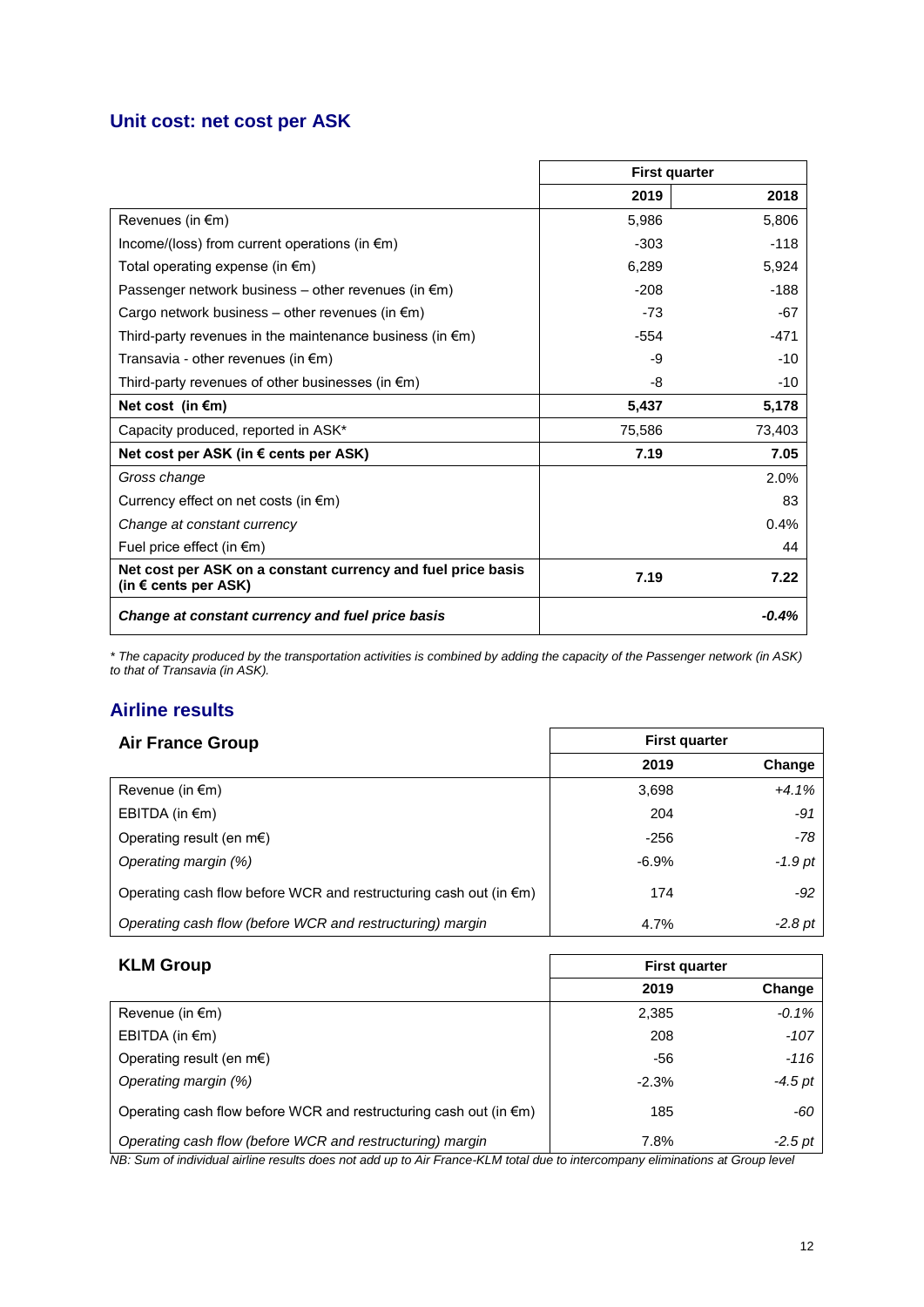## Unit cost: net cost per ASK

| | First quarter | |
|---|---|---|
| | **2019** | **2018** |
| Revenues (in €m) | 5,986 | 5,806 |
| Income/(loss) from current operations (in €m) | -303 | -118 |
| Total operating expense (in €m) | 6,289 | 5,924 |
| Passenger network business – other revenues (in €m) | -208 | -188 |
| Cargo network business – other revenues (in €m) | -73 | -67 |
| Third-party revenues in the maintenance business (in €m) | -554 | -471 |
| Transavia - other revenues (in €m) | -9 | -10 |
| Third-party revenues of other businesses (in €m) | -8 | -10 |
| **Net cost (in €m)** | **5,437** | **5,178** |
| Capacity produced, reported in ASK* | 75,586 | 73,403 |
| **Net cost per ASK (in € cents per ASK)** | **7.19** | **7.05** |
| *Gross change* | | 2.0% |
| Currency effect on net costs (in €m) | | 83 |
| *Change at constant currency* | | 0.4% |
| Fuel price effect (in €m) | | 44 |
| **Net cost per ASK on a constant currency and fuel price basis (in € cents per ASK)** | **7.19** | **7.22** |
| ***Change at constant currency and fuel price basis*** | | ***-0.4%*** |

*\* The capacity produced by the transportation activities is combined by adding the capacity of the Passenger network (in ASK) to that of Transavia (in ASK).*

## Airline results

| **Air France Group** | First quarter | |
|---|---|---|
| | **2019** | **Change** |
| Revenue (in €m) | 3,698 | *+4.1%* |
| EBITDA (in €m) | 204 | *-91* |
| Operating result (en m€) | -256 | *-78* |
| *Operating margin (%)* | -6.9% | *-1.9 pt* |
| Operating cash flow before WCR and restructuring cash out (in €m) | 174 | *-92* |
| *Operating cash flow (before WCR and restructuring) margin* | 4.7% | *-2.8 pt* |

| **KLM Group** | First quarter | |
|---|---|---|
| | **2019** | **Change** |
| Revenue (in €m) | 2,385 | *-0.1%* |
| EBITDA (in €m) | 208 | *-107* |
| Operating result (en m€) | -56 | *-116* |
| *Operating margin (%)* | -2.3% | *-4.5 pt* |
| Operating cash flow before WCR and restructuring cash out (in €m) | 185 | *-60* |
| *Operating cash flow (before WCR and restructuring) margin* | 7.8% | *-2.5 pt* |

*NB: Sum of individual airline results does not add up to Air France-KLM total due to intercompany eliminations at Group level*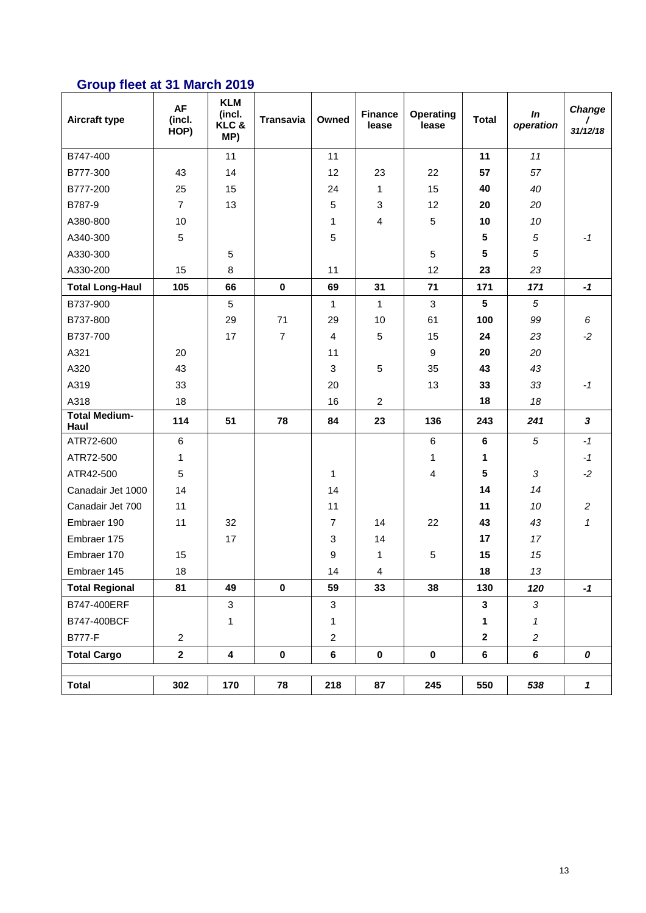## Group fleet at 31 March 2019

| Aircraft type | AF (incl. HOP) | KLM (incl. KLC & MP) | Transavia | Owned | Finance lease | Operating lease | Total | *In operation* | *Change / 31/12/18* |
|---|---|---|---|---|---|---|---|---|---|
| B747-400 | | 11 | | 11 | | | **11** | *11* | |
| B777-300 | 43 | 14 | | 12 | 23 | 22 | **57** | *57* | |
| B777-200 | 25 | 15 | | 24 | 1 | 15 | **40** | *40* | |
| B787-9 | 7 | 13 | | 5 | 3 | 12 | **20** | *20* | |
| A380-800 | 10 | | | 1 | 4 | 5 | **10** | *10* | |
| A340-300 | 5 | | | 5 | | | **5** | *5* | *-1* |
| A330-300 | | 5 | | | | 5 | **5** | *5* | |
| A330-200 | 15 | 8 | | 11 | | 12 | **23** | *23* | |
| **Total Long-Haul** | **105** | **66** | **0** | **69** | **31** | **71** | **171** | ***171*** | ***-1*** |
| B737-900 | | 5 | | 1 | 1 | 3 | **5** | *5* | |
| B737-800 | | 29 | 71 | 29 | 10 | 61 | **100** | *99* | *6* |
| B737-700 | | 17 | 7 | 4 | 5 | 15 | **24** | *23* | *-2* |
| A321 | 20 | | | 11 | | 9 | **20** | *20* | |
| A320 | 43 | | | 3 | 5 | 35 | **43** | *43* | |
| A319 | 33 | | | 20 | | 13 | **33** | *33* | *-1* |
| A318 | 18 | | | 16 | 2 | | **18** | *18* | |
| **Total Medium-Haul** | **114** | **51** | **78** | **84** | **23** | **136** | **243** | ***241*** | ***3*** |
| ATR72-600 | 6 | | | | | 6 | **6** | *5* | *-1* |
| ATR72-500 | 1 | | | | | 1 | **1** | | *-1* |
| ATR42-500 | 5 | | | 1 | | 4 | **5** | *3* | *-2* |
| Canadair Jet 1000 | 14 | | | 14 | | | **14** | *14* | |
| Canadair Jet 700 | 11 | | | 11 | | | **11** | *10* | *2* |
| Embraer 190 | 11 | 32 | | 7 | 14 | 22 | **43** | *43* | *1* |
| Embraer 175 | | 17 | | 3 | 14 | | **17** | *17* | |
| Embraer 170 | 15 | | | 9 | 1 | 5 | **15** | *15* | |
| Embraer 145 | 18 | | | 14 | 4 | | **18** | *13* | |
| **Total Regional** | **81** | **49** | **0** | **59** | **33** | **38** | **130** | ***120*** | ***-1*** |
| B747-400ERF | | 3 | | 3 | | | **3** | *3* | |
| B747-400BCF | | 1 | | 1 | | | **1** | *1* | |
| B777-F | 2 | | | 2 | | | **2** | *2* | |
| **Total Cargo** | **2** | **4** | **0** | **6** | **0** | **0** | **6** | ***6*** | ***0*** |
| **Total** | **302** | **170** | **78** | **218** | **87** | **245** | **550** | ***538*** | ***1*** |